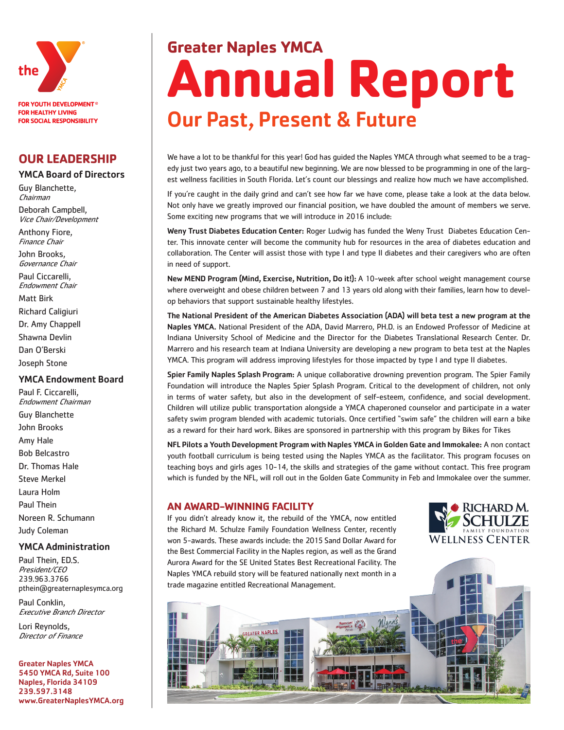# Greater Naples YMCA Annual Report

## Our Past, Present & Future

We have a lot to be thankful for this year! God has guided the Naples YMCA through what seemed to be a tragedy just two years ago, to a beautiful new beginning. We are now blessed to be programming in one of the largest wellness facilities in South Florida. Let's count our blessings and realize how much we have accomplished.

If you're caught in the daily grind and can't see how far we have come, please take a look at the data below. Not only have we greatly improved our financial position, we have doubled the amount of members we serve. Some exciting new programs that we will introduce in 2016 include:

**Weny Trust Diabetes Education Center:** Roger Ludwig has funded the Weny Trust Diabetes Education Center. This innovate center will become the community hub for resources in the area of diabetes education and collaboration. The Center will assist those with type I and type II diabetes and their caregivers who are often in need of support.

**New MEND Program (Mind, Exercise, Nutrition, Do it!):** A 10-week after school weight management course where overweight and obese children between 7 and 13 years old along with their families, learn how to develop behaviors that support sustainable healthy lifestyles.

**The National President of the American Diabetes Association (ADA) will beta test a new program at the Naples YMCA.** National President of the ADA, David Marrero, PH.D. is an Endowed Professor of Medicine at Indiana University School of Medicine and the Director for the Diabetes Translational Research Center. Dr. Marrero and his research team at Indiana University are developing a new program to beta test at the Naples YMCA. This program will address improving lifestyles for those impacted by type I and type II diabetes.

**Spier Family Naples Splash Program:** A unique collaborative drowning prevention program. The Spier Family Foundation will introduce the Naples Spier Splash Program. Critical to the development of children, not only in terms of water safety, but also in the development of self-esteem, confidence, and social development. Children will utilize public transportation alongside a YMCA chaperoned counselor and participate in a water safety swim program blended with academic tutorials. Once certified "swim safe" the children will earn a bike as a reward for their hard work. Bikes are sponsored in partnership with this program by Bikes for Tikes

**NFL Pilots a Youth Development Program with Naples YMCA in Golden Gate and Immokalee:** A non contact youth football curriculum is being tested using the Naples YMCA as the facilitator. This program focuses on teaching boys and girls ages 10-14, the skills and strategies of the game without contact. This free program which is funded by the NFL, will roll out in the Golden Gate Community in Feb and Immokalee over the summer.

### AN AWARD-WINNING FACILITY

If you didn't already know it, the rebuild of the YMCA, now entitled the Richard M. Schulze Family Foundation Wellness Center, recently won 5-awards. These awards include: the 2015 Sand Dollar Award for the Best Commercial Facility in the Naples region, as well as the Grand Aurora Award for the SE United States Best Recreational Facility. The Naples YMCA rebuild story will be featured nationally next month in a trade magazine entitled Recreational Management.

Richard M. Schulze Family Foundation Wellness Center

---

the YMCA
FOR YOUTH DEVELOPMENT®
FOR HEALTHY LIVING
FOR SOCIAL RESPONSIBILITY

## OUR LEADERSHIP

### YMCA Board of Directors

Guy Blanchette, *Chairman*
Deborah Campbell, *Vice Chair/Development*
Anthony Fiore, *Finance Chair*
John Brooks, *Governance Chair*
Paul Ciccarelli, *Endowment Chair*
Matt Birk
Richard Caligiuri
Dr. Amy Chappell
Shawna Devlin
Dan O'Berski
Joseph Stone

### YMCA Endowment Board

Paul F. Ciccarelli, *Endowment Chairman*
Guy Blanchette
John Brooks
Amy Hale
Bob Belcastro
Dr. Thomas Hale
Steve Merkel
Laura Holm
Paul Thein
Noreen R. Schumann
Judy Coleman

### YMCA Administration

Paul Thein, ED.S.
*President/CEO*
239.963.3766
pthein@greaternaplesymca.org

Paul Conklin,
*Executive Branch Director*

Lori Reynolds,
*Director of Finance*

**Greater Naples YMCA**
**5450 YMCA Rd, Suite 100**
**Naples, Florida 34109**
**239.597.3148**
**www.GreaterNaplesYMCA.org**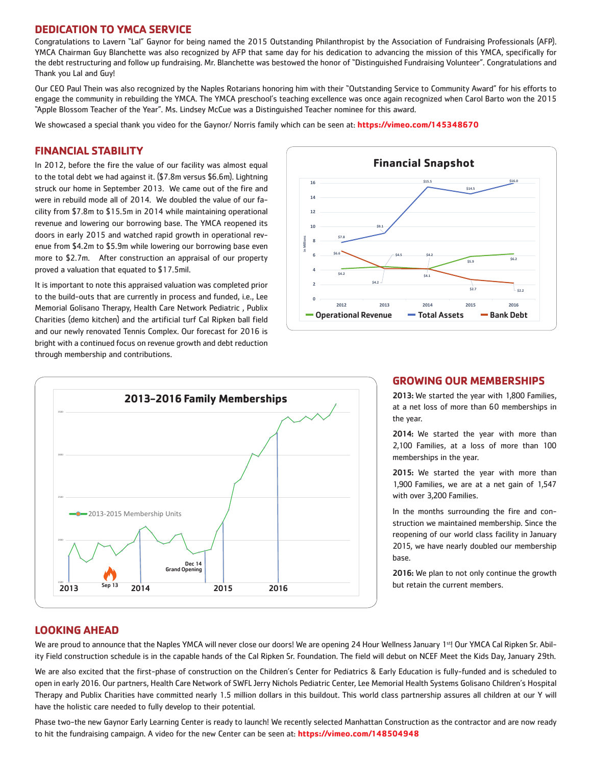## DEDICATION TO YMCA SERVICE

Congratulations to Lavern "Lal" Gaynor for being named the 2015 Outstanding Philanthropist by the Association of Fundraising Professionals (AFP). YMCA Chairman Guy Blanchette was also recognized by AFP that same day for his dedication to advancing the mission of this YMCA, specifically for the debt restructuring and follow up fundraising. Mr. Blanchette was bestowed the honor of "Distinguished Fundraising Volunteer". Congratulations and Thank you Lal and Guy!

Our CEO Paul Thein was also recognized by the Naples Rotarians honoring him with their "Outstanding Service to Community Award" for his efforts to engage the community in rebuilding the YMCA. The YMCA preschool's teaching excellence was once again recognized when Carol Barto won the 2015 "Apple Blossom Teacher of the Year". Ms. Lindsey McCue was a Distinguished Teacher nominee for this award.

We showcased a special thank you video for the Gaynor/ Norris family which can be seen at: **https://vimeo.com/145348670**

## FINANCIAL STABILITY

In 2012, before the fire the value of our facility was almost equal to the total debt we had against it. ($7.8m versus $6.6m). Lightning struck our home in September 2013. We came out of the fire and were in rebuild mode all of 2014. We doubled the value of our facility from $7.8m to $15.5m in 2014 while maintaining operational revenue and lowering our borrowing base. The YMCA reopened its doors in early 2015 and watched rapid growth in operational revenue from $4.2m to $5.9m while lowering our borrowing base even more to $2.7m. After construction an appraisal of our property proved a valuation that equated to $17.5mil.

It is important to note this appraised valuation was completed prior to the build-outs that are currently in process and funded, i.e., Lee Memorial Golisano Therapy, Health Care Network Pediatric , Publix Charities (demo kitchen) and the artificial turf Cal Ripken ball field and our newly renovated Tennis Complex. Our forecast for 2016 is bright with a continued focus on revenue growth and debt reduction through membership and contributions.

Financial Snapshot

in Millions

0 2 4 6 8 10 12 14 16

2012 2013 2014 2015 2016

$7.8 $9.1 $15.5 $14.5 $16.0

$4.2 $4.5 $4.2 $5.9 $6.2

$6.6 $4.2 $4.1 $2.7 $2.2

Operational Revenue — Total Assets — Bank Debt

2013-2016 Family Memberships

2013-2015 Membership Units

1500 2000 2500 3000 3500

2013 Sep 13 2014 Dec 14 Grand Opening 2015 2016

## GROWING OUR MEMBERSHIPS

**2013:** We started the year with 1,800 Families, at a net loss of more than 60 memberships in the year.

**2014:** We started the year with more than 2,100 Families, at a loss of more than 100 memberships in the year.

**2015:** We started the year with more than 1,900 Families, we are at a net gain of 1,547 with over 3,200 Families.

In the months surrounding the fire and construction we maintained membership. Since the reopening of our world class facility in January 2015, we have nearly doubled our membership base.

**2016:** We plan to not only continue the growth but retain the current members.

## LOOKING AHEAD

We are proud to announce that the Naples YMCA will never close our doors! We are opening 24 Hour Wellness January 1st! Our YMCA Cal Ripken Sr. Ability Field construction schedule is in the capable hands of the Cal Ripken Sr. Foundation. The field will debut on NCEF Meet the Kids Day, January 29th.

We are also excited that the first-phase of construction on the Children's Center for Pediatrics & Early Education is fully-funded and is scheduled to open in early 2016. Our partners, Health Care Network of SWFL Jerry Nichols Pediatric Center, Lee Memorial Health Systems Golisano Children's Hospital Therapy and Publix Charities have committed nearly 1.5 million dollars in this buildout. This world class partnership assures all children at our Y will have the holistic care needed to fully develop to their potential.

Phase two-the new Gaynor Early Learning Center is ready to launch! We recently selected Manhattan Construction as the contractor and are now ready to hit the fundraising campaign. A video for the new Center can be seen at: **https://vimeo.com/148504948**